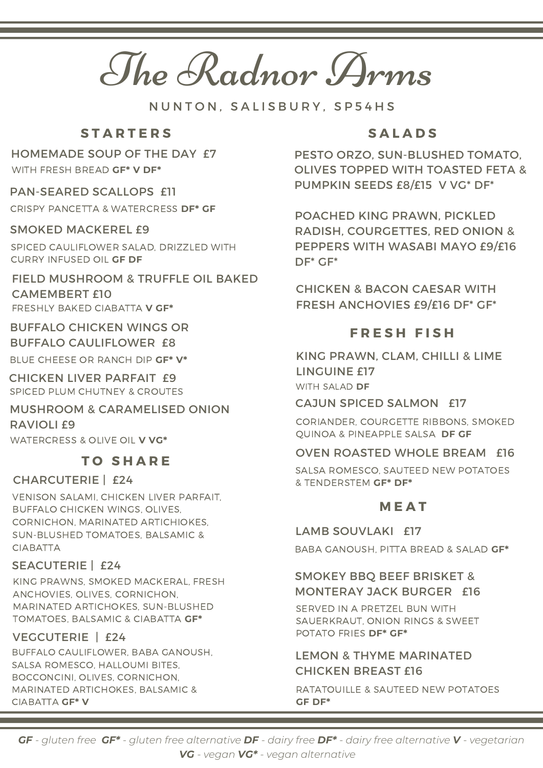# The Radnor Arms

NUNTON, SALISBURY, SP54HS

## STARTERS

HOMEMADE SOUP OF THE DAY £7
WITH FRESH BREAD **GF* V DF***

PAN-SEARED SCALLOPS £11
CRISPY PANCETTA & WATERCRESS **DF* GF**

SMOKED MACKEREL £9
SPICED CAULIFLOWER SALAD, DRIZZLED WITH CURRY INFUSED OIL **GF DF**

FIELD MUSHROOM & TRUFFLE OIL BAKED CAMEMBERT £10
FRESHLY BAKED CIABATTA **V GF***

BUFFALO CHICKEN WINGS OR BUFFALO CAULIFLOWER £8
BLUE CHEESE OR RANCH DIP **GF* V***

CHICKEN LIVER PARFAIT £9
SPICED PLUM CHUTNEY & CROUTES

MUSHROOM & CARAMELISED ONION RAVIOLI £9
WATERCRESS & OLIVE OIL **V VG***

## TO SHARE

CHARCUTERIE | £24
VENISON SALAMI, CHICKEN LIVER PARFAIT, BUFFALO CHICKEN WINGS, OLIVES, CORNICHON, MARINATED ARTICHIOKES, SUN-BLUSHED TOMATOES, BALSAMIC & CIABATTA

SEACUTERIE | £24
KING PRAWNS, SMOKED MACKERAL, FRESH ANCHOVIES, OLIVES, CORNICHON, MARINATED ARTICHOKES, SUN-BLUSHED TOMATOES, BALSAMIC & CIABATTA **GF***

VEGCUTERIE | £24
BUFFALO CAULIFLOWER, BABA GANOUSH, SALSA ROMESCO, HALLOUMI BITES, BOCCONCINI, OLIVES, CORNICHON, MARINATED ARTICHOKES, BALSAMIC & CIABATTA **GF* V**

## SALADS

PESTO ORZO, SUN-BLUSHED TOMATO, OLIVES TOPPED WITH TOASTED FETA & PUMPKIN SEEDS £8/£15 V VG* DF*

POACHED KING PRAWN, PICKLED RADISH, COURGETTES, RED ONION & PEPPERS WITH WASABI MAYO £9/£16 DF* GF*

CHICKEN & BACON CAESAR WITH FRESH ANCHOVIES £9/£16 DF* GF*

## FRESH FISH

KING PRAWN, CLAM, CHILLI & LIME LINGUINE £17
WITH SALAD **DF**

CAJUN SPICED SALMON £17
CORIANDER, COURGETTE RIBBONS, SMOKED QUINOA & PINEAPPLE SALSA **DF GF**

OVEN ROASTED WHOLE BREAM £16
SALSA ROMESCO, SAUTEED NEW POTATOES & TENDERSTEM **GF* DF***

## MEAT

LAMB SOUVLAKI £17
BABA GANOUSH, PITTA BREAD & SALAD **GF***

SMOKEY BBQ BEEF BRISKET & MONTERAY JACK BURGER £16
SERVED IN A PRETZEL BUN WITH SAUERKRAUT, ONION RINGS & SWEET POTATO FRIES **DF* GF***

LEMON & THYME MARINATED CHICKEN BREAST £16
RATATOUILLE & SAUTEED NEW POTATOES **GF DF***

***GF*** *- gluten free* ***GF**** *- gluten free alternative* ***DF*** *- dairy free* ***DF**** *- dairy free alternative* ***V*** *- vegetarian* ***VG*** *- vegan* ***VG**** *- vegan alternative*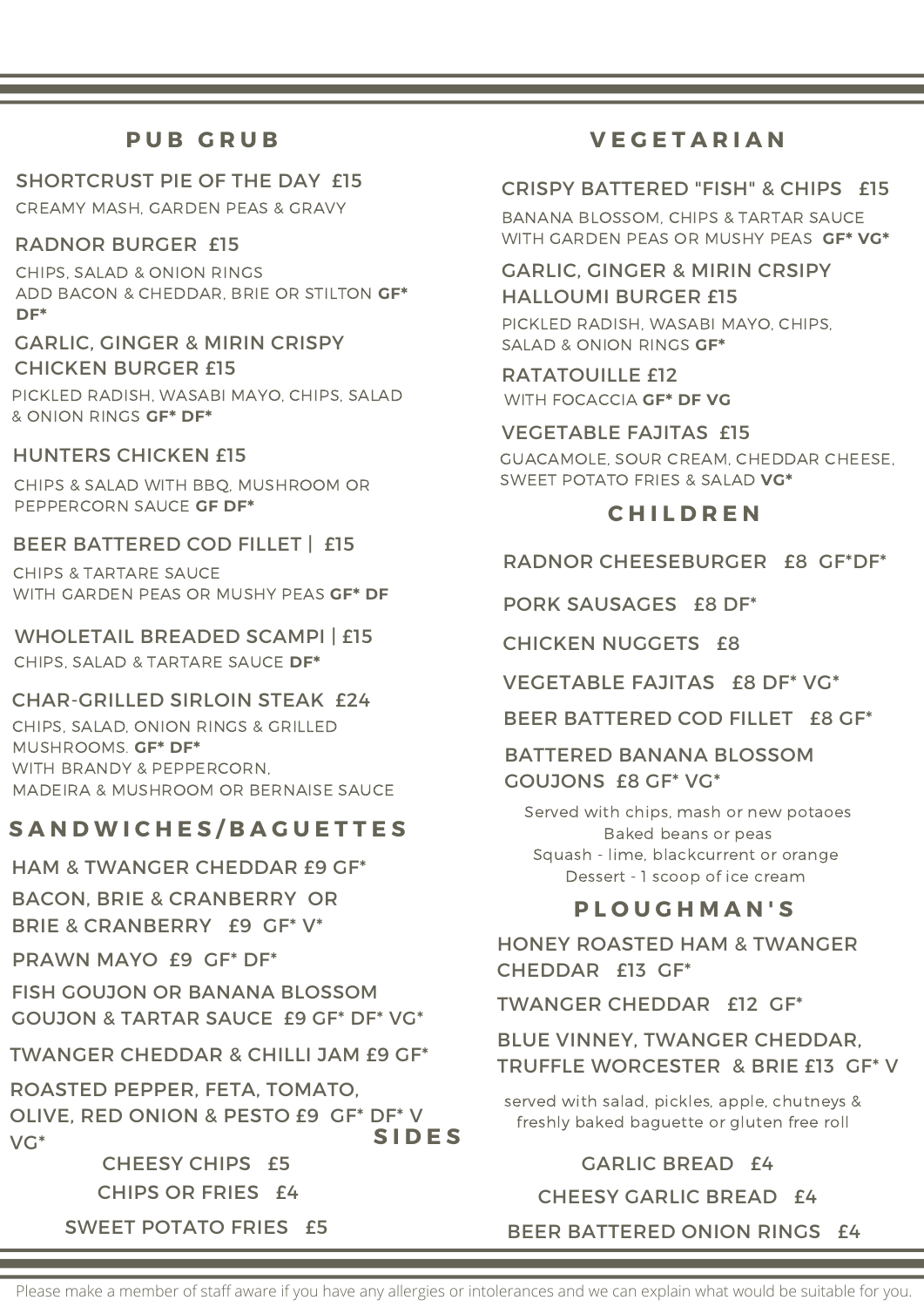## PUB GRUB

**SHORTCRUST PIE OF THE DAY £15**
CREAMY MASH, GARDEN PEAS & GRAVY

**RADNOR BURGER £15**
CHIPS, SALAD & ONION RINGS
ADD BACON & CHEDDAR, BRIE OR STILTON **GF* DF***

**GARLIC, GINGER & MIRIN CRISPY CHICKEN BURGER £15**
PICKLED RADISH, WASABI MAYO, CHIPS, SALAD & ONION RINGS **GF* DF***

**HUNTERS CHICKEN £15**
CHIPS & SALAD WITH BBQ, MUSHROOM OR PEPPERCORN SAUCE **GF DF***

**BEER BATTERED COD FILLET | £15**
CHIPS & TARTARE SAUCE
WITH GARDEN PEAS OR MUSHY PEAS **GF* DF**

**WHOLETAIL BREADED SCAMPI | £15**
CHIPS, SALAD & TARTARE SAUCE **DF***

**CHAR-GRILLED SIRLOIN STEAK £24**
CHIPS, SALAD, ONION RINGS & GRILLED MUSHROOMS. **GF* DF***
WITH BRANDY & PEPPERCORN,
MADEIRA & MUSHROOM OR BERNAISE SAUCE

## SANDWICHES/BAGUETTES

HAM & TWANGER CHEDDAR £9 GF*

BACON, BRIE & CRANBERRY OR BRIE & CRANBERRY £9 GF* V*

PRAWN MAYO £9 GF* DF*

FISH GOUJON OR BANANA BLOSSOM GOUJON & TARTAR SAUCE £9 GF* DF* VG*

TWANGER CHEDDAR & CHILLI JAM £9 GF*

ROASTED PEPPER, FETA, TOMATO, OLIVE, RED ONION & PESTO £9 GF* DF* V VG*

## VEGETARIAN

**CRISPY BATTERED "FISH" & CHIPS £15**
BANANA BLOSSOM, CHIPS & TARTAR SAUCE
WITH GARDEN PEAS OR MUSHY PEAS **GF* VG***

**GARLIC, GINGER & MIRIN CRSIPY HALLOUMI BURGER £15**
PICKLED RADISH, WASABI MAYO, CHIPS, SALAD & ONION RINGS **GF***

**RATATOUILLE £12**
WITH FOCACCIA **GF* DF VG**

**VEGETABLE FAJITAS £15**
GUACAMOLE, SOUR CREAM, CHEDDAR CHEESE, SWEET POTATO FRIES & SALAD **VG***

## CHILDREN

RADNOR CHEESEBURGER £8 GF*DF*

PORK SAUSAGES £8 DF*

CHICKEN NUGGETS £8

VEGETABLE FAJITAS £8 DF* VG*

BEER BATTERED COD FILLET £8 GF*

BATTERED BANANA BLOSSOM GOUJONS £8 GF* VG*

Served with chips, mash or new potaoes
Baked beans or peas
Squash - lime, blackcurrent or orange
Dessert - 1 scoop of ice cream

## PLOUGHMAN'S

HONEY ROASTED HAM & TWANGER CHEDDAR £13 GF*

TWANGER CHEDDAR £12 GF*

BLUE VINNEY, TWANGER CHEDDAR, TRUFFLE WORCESTER & BRIE £13 GF* V

served with salad, pickles, apple, chutneys & freshly baked baguette or gluten free roll

## SIDES

CHEESY CHIPS £5

CHIPS OR FRIES £4

SWEET POTATO FRIES £5

GARLIC BREAD £4

CHEESY GARLIC BREAD £4

BEER BATTERED ONION RINGS £4

Please make a member of staff aware if you have any allergies or intolerances and we can explain what would be suitable for you.